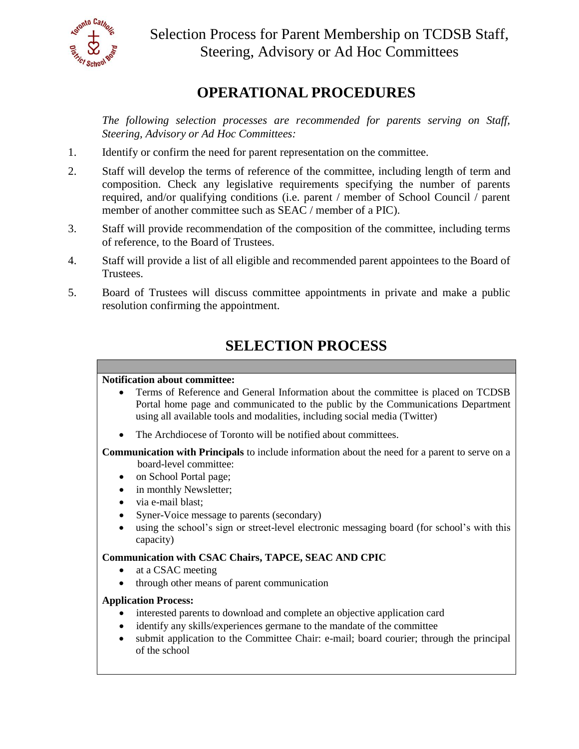# Selection Process for Parent Membership on TCDSB Staff, Steering, Advisory or Ad Hoc Committees

## OPERATIONAL PROCEDURES

*The following selection processes are recommended for parents serving on Staff, Steering, Advisory or Ad Hoc Committees:*

1. Identify or confirm the need for parent representation on the committee.
2. Staff will develop the terms of reference of the committee, including length of term and composition. Check any legislative requirements specifying the number of parents required, and/or qualifying conditions (i.e. parent / member of School Council / parent member of another committee such as SEAC / member of a PIC).
3. Staff will provide recommendation of the composition of the committee, including terms of reference, to the Board of Trustees.
4. Staff will provide a list of all eligible and recommended parent appointees to the Board of Trustees.
5. Board of Trustees will discuss committee appointments in private and make a public resolution confirming the appointment.

## SELECTION PROCESS

**Notification about committee:**

- Terms of Reference and General Information about the committee is placed on TCDSB Portal home page and communicated to the public by the Communications Department using all available tools and modalities, including social media (Twitter)
- The Archdiocese of Toronto will be notified about committees.

**Communication with Principals** to include information about the need for a parent to serve on a board-level committee:

- on School Portal page;
- in monthly Newsletter;
- via e-mail blast;
- Syner-Voice message to parents (secondary)
- using the school's sign or street-level electronic messaging board (for school's with this capacity)

**Communication with CSAC Chairs, TAPCE, SEAC AND CPIC**

- at a CSAC meeting
- through other means of parent communication

**Application Process:**

- interested parents to download and complete an objective application card
- identify any skills/experiences germane to the mandate of the committee
- submit application to the Committee Chair: e-mail; board courier; through the principal of the school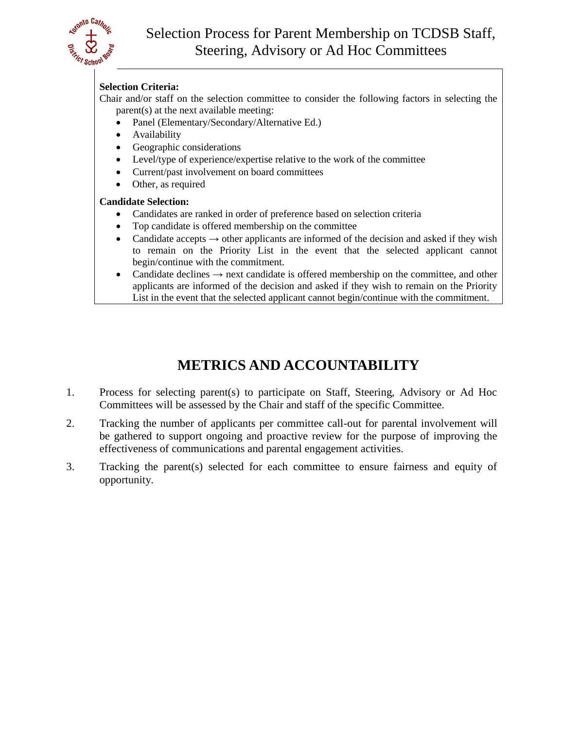# Selection Process for Parent Membership on TCDSB Staff, Steering, Advisory or Ad Hoc Committees

**Selection Criteria:**

Chair and/or staff on the selection committee to consider the following factors in selecting the parent(s) at the next available meeting:

- Panel (Elementary/Secondary/Alternative Ed.)
- Availability
- Geographic considerations
- Level/type of experience/expertise relative to the work of the committee
- Current/past involvement on board committees
- Other, as required

**Candidate Selection:**

- Candidates are ranked in order of preference based on selection criteria
- Top candidate is offered membership on the committee
- Candidate accepts → other applicants are informed of the decision and asked if they wish to remain on the Priority List in the event that the selected applicant cannot begin/continue with the commitment.
- Candidate declines → next candidate is offered membership on the committee, and other applicants are informed of the decision and asked if they wish to remain on the Priority List in the event that the selected applicant cannot begin/continue with the commitment.

## METRICS AND ACCOUNTABILITY

1. Process for selecting parent(s) to participate on Staff, Steering, Advisory or Ad Hoc Committees will be assessed by the Chair and staff of the specific Committee.
2. Tracking the number of applicants per committee call-out for parental involvement will be gathered to support ongoing and proactive review for the purpose of improving the effectiveness of communications and parental engagement activities.
3. Tracking the parent(s) selected for each committee to ensure fairness and equity of opportunity.